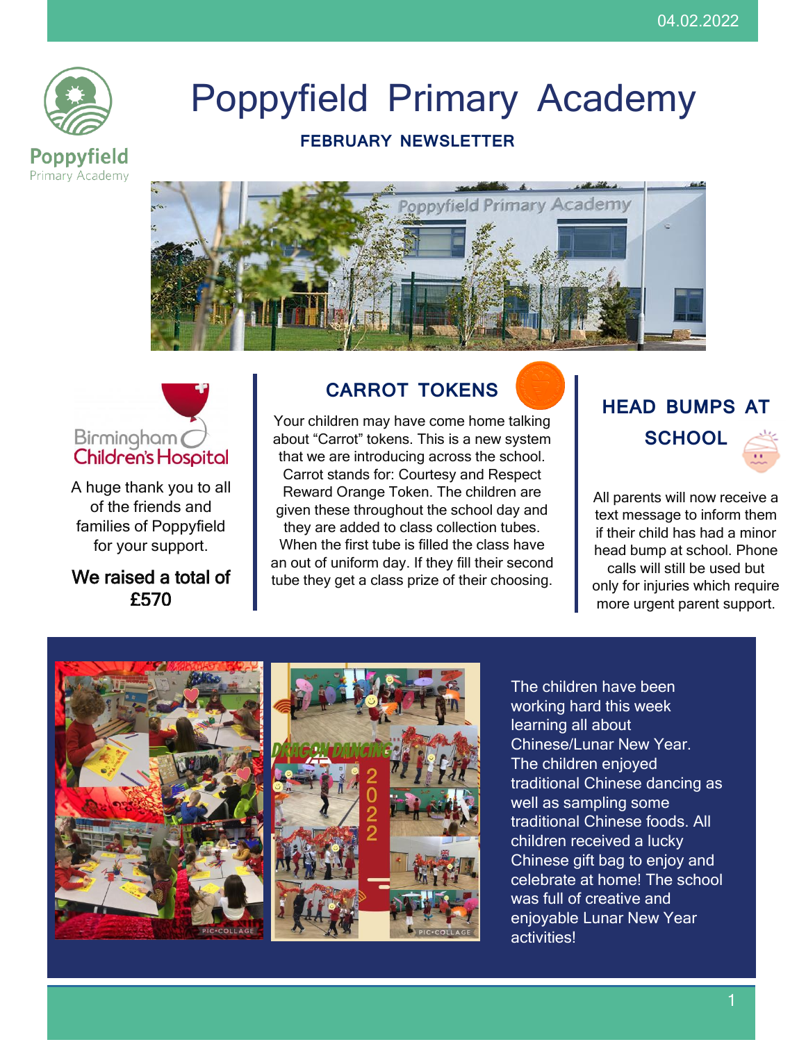04.02.2022

# Poppyfield Primary Academy

**FEBRUARY NEWSLETTER**

Birmingham Children's Hospital

A huge thank you to all of the friends and families of Poppyfield for your support.

We raised a total of £570

## CARROT TOKENS

Your children may have come home talking about "Carrot" tokens. This is a new system that we are introducing across the school. Carrot stands for: Courtesy and Respect Reward Orange Token. The children are given these throughout the school day and they are added to class collection tubes. When the first tube is filled the class have an out of uniform day. If they fill their second tube they get a class prize of their choosing.

## HEAD BUMPS AT SCHOOL

All parents will now receive a text message to inform them if their child has had a minor head bump at school. Phone calls will still be used but only for injuries which require more urgent parent support.

The children have been working hard this week learning all about Chinese/Lunar New Year. The children enjoyed traditional Chinese dancing as well as sampling some traditional Chinese foods. All children received a lucky Chinese gift bag to enjoy and celebrate at home! The school was full of creative and enjoyable Lunar New Year activities!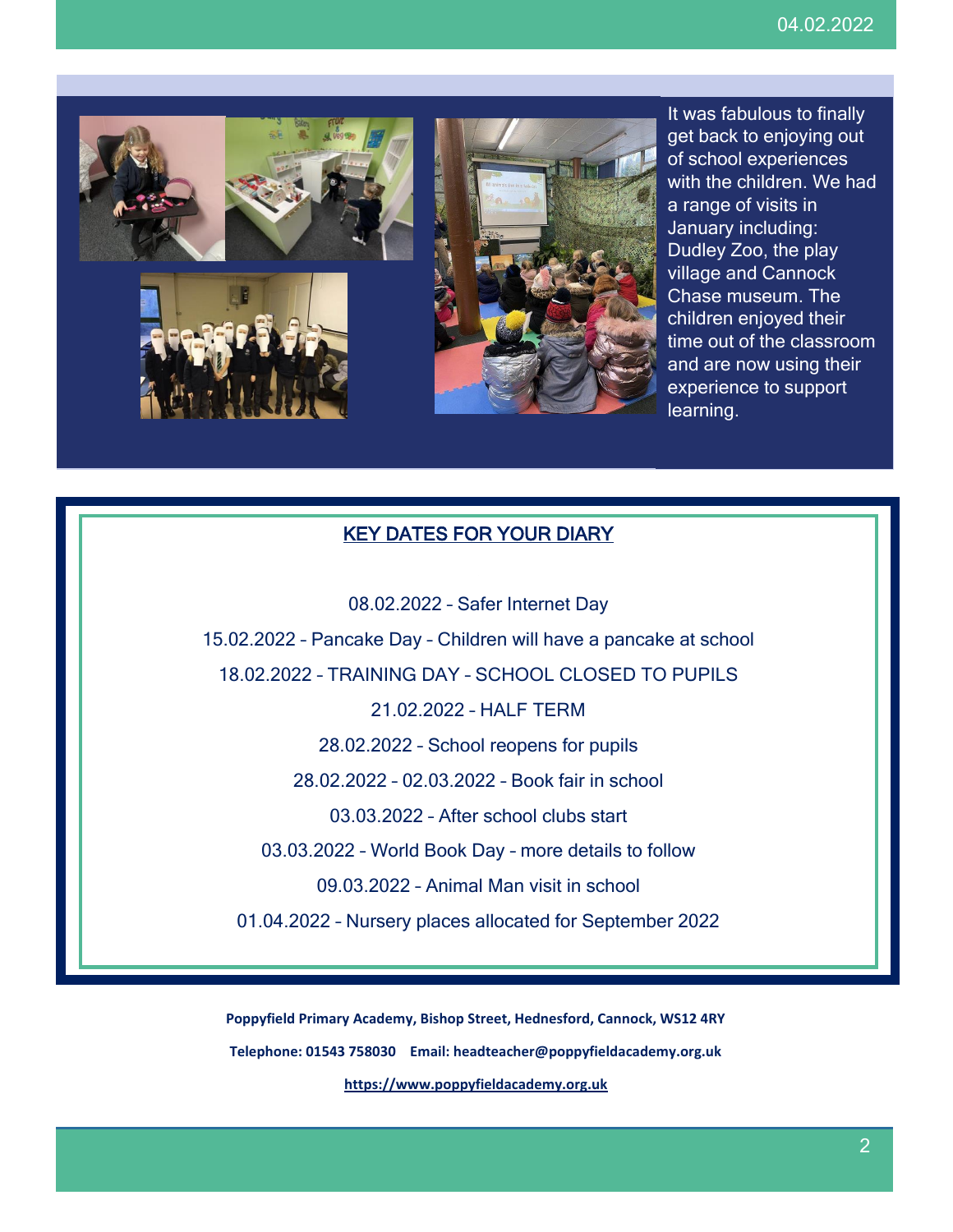It was fabulous to finally get back to enjoying out of school experiences with the children. We had a range of visits in January including: Dudley Zoo, the play village and Cannock Chase museum. The children enjoyed their time out of the classroom and are now using their experience to support learning.

## KEY DATES FOR YOUR DIARY

08.02.2022 – Safer Internet Day

15.02.2022 – Pancake Day – Children will have a pancake at school

18.02.2022 – TRAINING DAY – SCHOOL CLOSED TO PUPILS

21.02.2022 – HALF TERM

28.02.2022 – School reopens for pupils

28.02.2022 – 02.03.2022 – Book fair in school

03.03.2022 – After school clubs start

03.03.2022 – World Book Day – more details to follow

09.03.2022 – Animal Man visit in school

01.04.2022 – Nursery places allocated for September 2022

**Poppyfield Primary Academy, Bishop Street, Hednesford, Cannock, WS12 4RY**

**Telephone: 01543 758030  Email: headteacher@poppyfieldacademy.org.uk**

**https://www.poppyfieldacademy.org.uk**